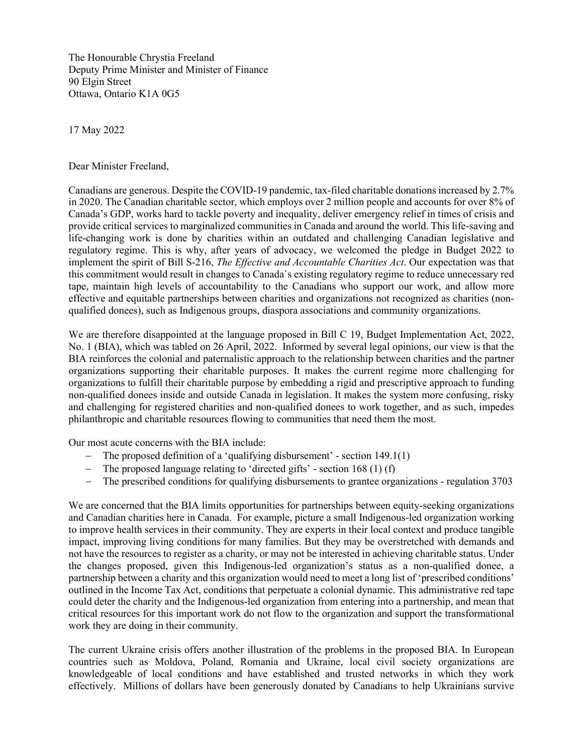The Honourable Chrystia Freeland  
Deputy Prime Minister and Minister of Finance  
90 Elgin Street  
Ottawa, Ontario K1A 0G5

17 May 2022

Dear Minister Freeland,

Canadians are generous. Despite the COVID-19 pandemic, tax-filed charitable donations increased by 2.7% in 2020. The Canadian charitable sector, which employs over 2 million people and accounts for over 8% of Canada's GDP, works hard to tackle poverty and inequality, deliver emergency relief in times of crisis and provide critical services to marginalized communities in Canada and around the world. This life-saving and life-changing work is done by charities within an outdated and challenging Canadian legislative and regulatory regime. This is why, after years of advocacy, we welcomed the pledge in Budget 2022 to implement the spirit of Bill S-216, *The Effective and Accountable Charities Act*. Our expectation was that this commitment would result in changes to Canada`s existing regulatory regime to reduce unnecessary red tape, maintain high levels of accountability to the Canadians who support our work, and allow more effective and equitable partnerships between charities and organizations not recognized as charities (non-qualified donees), such as Indigenous groups, diaspora associations and community organizations.

We are therefore disappointed at the language proposed in Bill C 19, Budget Implementation Act, 2022, No. 1 (BIA), which was tabled on 26 April, 2022. Informed by several legal opinions, our view is that the BIA reinforces the colonial and paternalistic approach to the relationship between charities and the partner organizations supporting their charitable purposes. It makes the current regime more challenging for organizations to fulfill their charitable purpose by embedding a rigid and prescriptive approach to funding non-qualified donees inside and outside Canada in legislation. It makes the system more confusing, risky and challenging for registered charities and non-qualified donees to work together, and as such, impedes philanthropic and charitable resources flowing to communities that need them the most.

Our most acute concerns with the BIA include:

- The proposed definition of a 'qualifying disbursement' - section 149.1(1)
- The proposed language relating to 'directed gifts' - section 168 (1) (f)
- The prescribed conditions for qualifying disbursements to grantee organizations - regulation 3703

We are concerned that the BIA limits opportunities for partnerships between equity-seeking organizations and Canadian charities here in Canada. For example, picture a small Indigenous-led organization working to improve health services in their community. They are experts in their local context and produce tangible impact, improving living conditions for many families. But they may be overstretched with demands and not have the resources to register as a charity, or may not be interested in achieving charitable status. Under the changes proposed, given this Indigenous-led organization's status as a non-qualified donee, a partnership between a charity and this organization would need to meet a long list of 'prescribed conditions' outlined in the Income Tax Act, conditions that perpetuate a colonial dynamic. This administrative red tape could deter the charity and the Indigenous-led organization from entering into a partnership, and mean that critical resources for this important work do not flow to the organization and support the transformational work they are doing in their community.

The current Ukraine crisis offers another illustration of the problems in the proposed BIA. In European countries such as Moldova, Poland, Romania and Ukraine, local civil society organizations are knowledgeable of local conditions and have established and trusted networks in which they work effectively. Millions of dollars have been generously donated by Canadians to help Ukrainians survive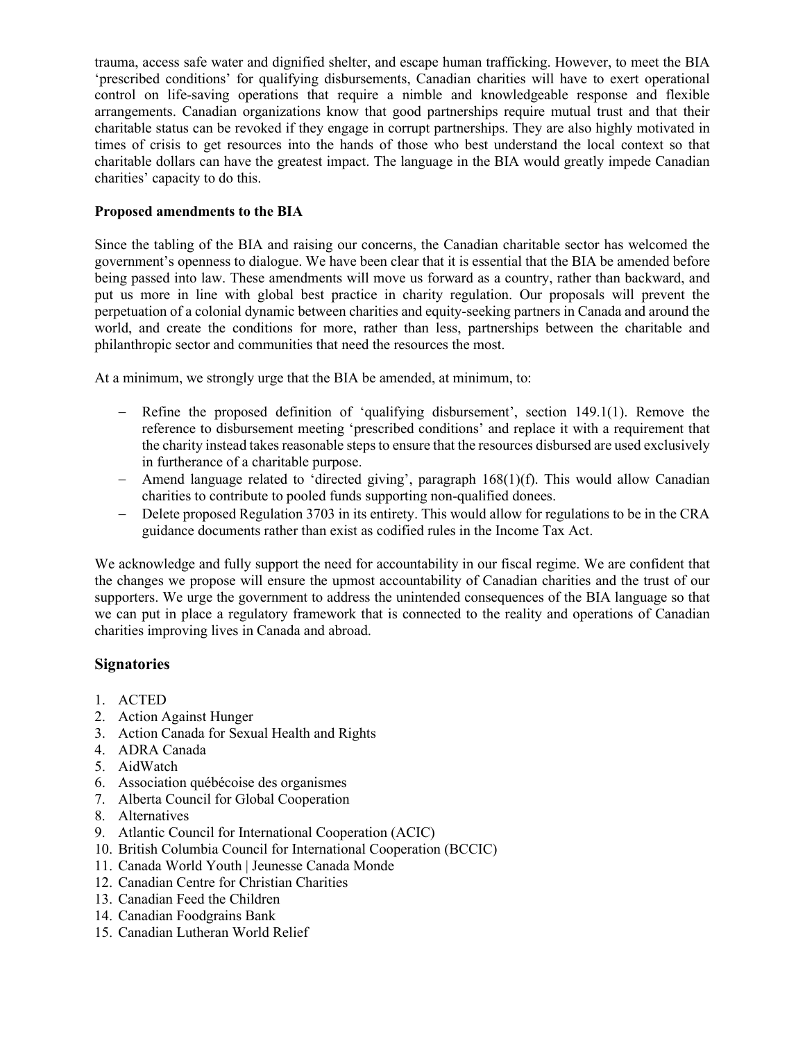trauma, access safe water and dignified shelter, and escape human trafficking. However, to meet the BIA 'prescribed conditions' for qualifying disbursements, Canadian charities will have to exert operational control on life-saving operations that require a nimble and knowledgeable response and flexible arrangements. Canadian organizations know that good partnerships require mutual trust and that their charitable status can be revoked if they engage in corrupt partnerships. They are also highly motivated in times of crisis to get resources into the hands of those who best understand the local context so that charitable dollars can have the greatest impact. The language in the BIA would greatly impede Canadian charities' capacity to do this.

**Proposed amendments to the BIA**

Since the tabling of the BIA and raising our concerns, the Canadian charitable sector has welcomed the government's openness to dialogue. We have been clear that it is essential that the BIA be amended before being passed into law. These amendments will move us forward as a country, rather than backward, and put us more in line with global best practice in charity regulation. Our proposals will prevent the perpetuation of a colonial dynamic between charities and equity-seeking partners in Canada and around the world, and create the conditions for more, rather than less, partnerships between the charitable and philanthropic sector and communities that need the resources the most.

At a minimum, we strongly urge that the BIA be amended, at minimum, to:

- Refine the proposed definition of 'qualifying disbursement', section 149.1(1). Remove the reference to disbursement meeting 'prescribed conditions' and replace it with a requirement that the charity instead takes reasonable steps to ensure that the resources disbursed are used exclusively in furtherance of a charitable purpose.
- Amend language related to 'directed giving', paragraph 168(1)(f). This would allow Canadian charities to contribute to pooled funds supporting non-qualified donees.
- Delete proposed Regulation 3703 in its entirety. This would allow for regulations to be in the CRA guidance documents rather than exist as codified rules in the Income Tax Act.

We acknowledge and fully support the need for accountability in our fiscal regime. We are confident that the changes we propose will ensure the upmost accountability of Canadian charities and the trust of our supporters. We urge the government to address the unintended consequences of the BIA language so that we can put in place a regulatory framework that is connected to the reality and operations of Canadian charities improving lives in Canada and abroad.

## Signatories

1. ACTED
2. Action Against Hunger
3. Action Canada for Sexual Health and Rights
4. ADRA Canada
5. AidWatch
6. Association québécoise des organismes
7. Alberta Council for Global Cooperation
8. Alternatives
9. Atlantic Council for International Cooperation (ACIC)
10. British Columbia Council for International Cooperation (BCCIC)
11. Canada World Youth | Jeunesse Canada Monde
12. Canadian Centre for Christian Charities
13. Canadian Feed the Children
14. Canadian Foodgrains Bank
15. Canadian Lutheran World Relief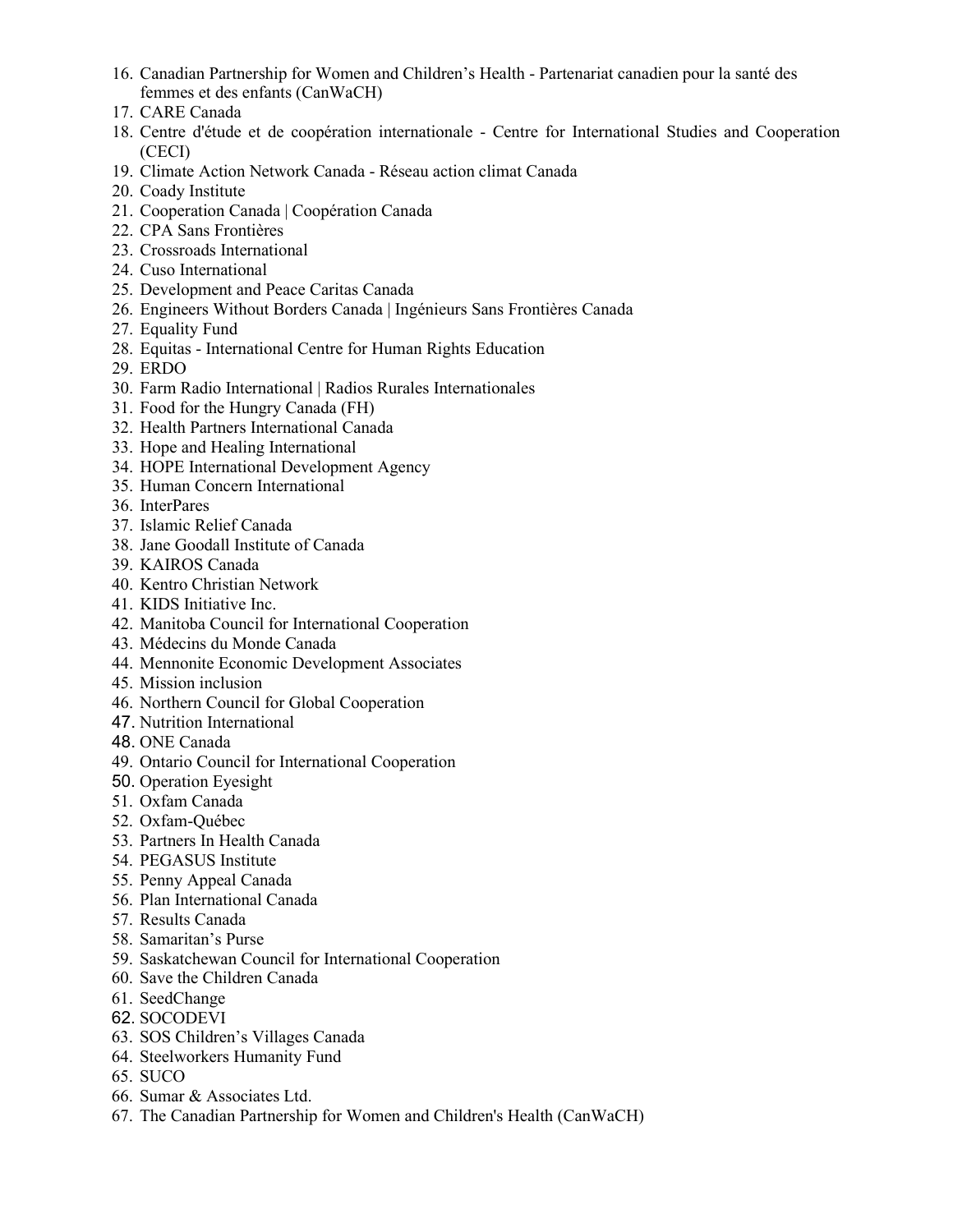16. Canadian Partnership for Women and Children's Health - Partenariat canadien pour la santé des femmes et des enfants (CanWaCH)
17. CARE Canada
18. Centre d'étude et de coopération internationale - Centre for International Studies and Cooperation (CECI)
19. Climate Action Network Canada - Réseau action climat Canada
20. Coady Institute
21. Cooperation Canada | Coopération Canada
22. CPA Sans Frontières
23. Crossroads International
24. Cuso International
25. Development and Peace Caritas Canada
26. Engineers Without Borders Canada | Ingénieurs Sans Frontières Canada
27. Equality Fund
28. Equitas - International Centre for Human Rights Education
29. ERDO
30. Farm Radio International | Radios Rurales Internationales
31. Food for the Hungry Canada (FH)
32. Health Partners International Canada
33. Hope and Healing International
34. HOPE International Development Agency
35. Human Concern International
36. InterPares
37. Islamic Relief Canada
38. Jane Goodall Institute of Canada
39. KAIROS Canada
40. Kentro Christian Network
41. KIDS Initiative Inc.
42. Manitoba Council for International Cooperation
43. Médecins du Monde Canada
44. Mennonite Economic Development Associates
45. Mission inclusion
46. Northern Council for Global Cooperation
47. Nutrition International
48. ONE Canada
49. Ontario Council for International Cooperation
50. Operation Eyesight
51. Oxfam Canada
52. Oxfam-Québec
53. Partners In Health Canada
54. PEGASUS Institute
55. Penny Appeal Canada
56. Plan International Canada
57. Results Canada
58. Samaritan's Purse
59. Saskatchewan Council for International Cooperation
60. Save the Children Canada
61. SeedChange
62. SOCODEVI
63. SOS Children's Villages Canada
64. Steelworkers Humanity Fund
65. SUCO
66. Sumar & Associates Ltd.
67. The Canadian Partnership for Women and Children's Health (CanWaCH)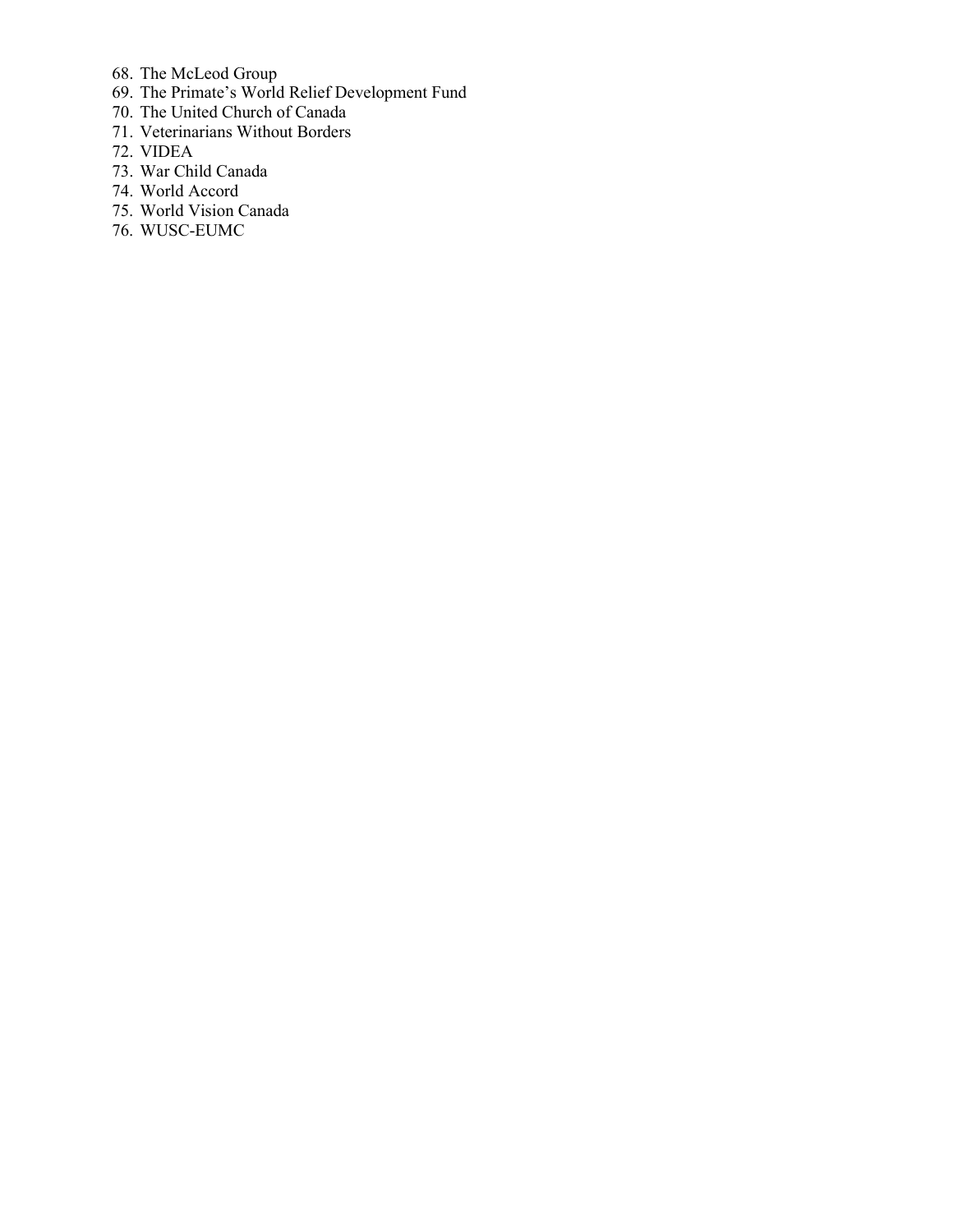68. The McLeod Group
69. The Primate's World Relief Development Fund
70. The United Church of Canada
71. Veterinarians Without Borders
72. VIDEA
73. War Child Canada
74. World Accord
75. World Vision Canada
76. WUSC-EUMC